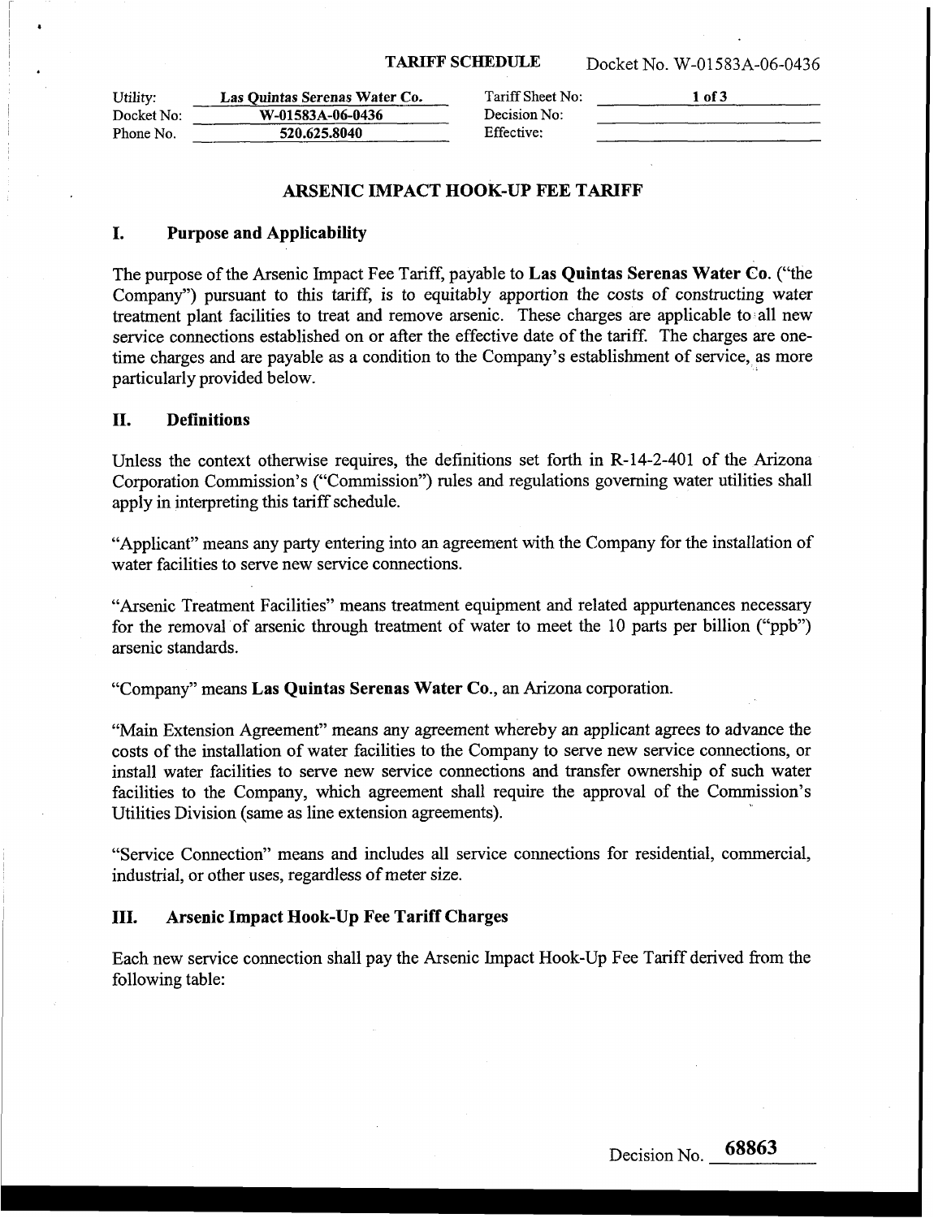**TARIFF SCHEDULE** Docket No. W-01583A-06-0436

| Utility: | **Las Quintas Serenas Water Co.** | Tariff Sheet No: | **1 of 3** |
|---|---|---|---|
| Docket No: | **W-01583A-06-0436** | Decision No: | |
| Phone No. | **520.625.8040** | Effective: | |

## ARSENIC IMPACT HOOK-UP FEE TARIFF

### I. Purpose and Applicability

The purpose of the Arsenic Impact Fee Tariff, payable to **Las Quintas Serenas Water Co.** ("the Company") pursuant to this tariff, is to equitably apportion the costs of constructing water treatment plant facilities to treat and remove arsenic. These charges are applicable to all new service connections established on or after the effective date of the tariff. The charges are one-time charges and are payable as a condition to the Company's establishment of service, as more particularly provided below.

### II. Definitions

Unless the context otherwise requires, the definitions set forth in R-14-2-401 of the Arizona Corporation Commission's ("Commission") rules and regulations governing water utilities shall apply in interpreting this tariff schedule.

"Applicant" means any party entering into an agreement with the Company for the installation of water facilities to serve new service connections.

"Arsenic Treatment Facilities" means treatment equipment and related appurtenances necessary for the removal of arsenic through treatment of water to meet the 10 parts per billion ("ppb") arsenic standards.

"Company" means **Las Quintas Serenas Water Co.**, an Arizona corporation.

"Main Extension Agreement" means any agreement whereby an applicant agrees to advance the costs of the installation of water facilities to the Company to serve new service connections, or install water facilities to serve new service connections and transfer ownership of such water facilities to the Company, which agreement shall require the approval of the Commission's Utilities Division (same as line extension agreements).

"Service Connection" means and includes all service connections for residential, commercial, industrial, or other uses, regardless of meter size.

### III. Arsenic Impact Hook-Up Fee Tariff Charges

Each new service connection shall pay the Arsenic Impact Hook-Up Fee Tariff derived from the following table:

Decision No. 68863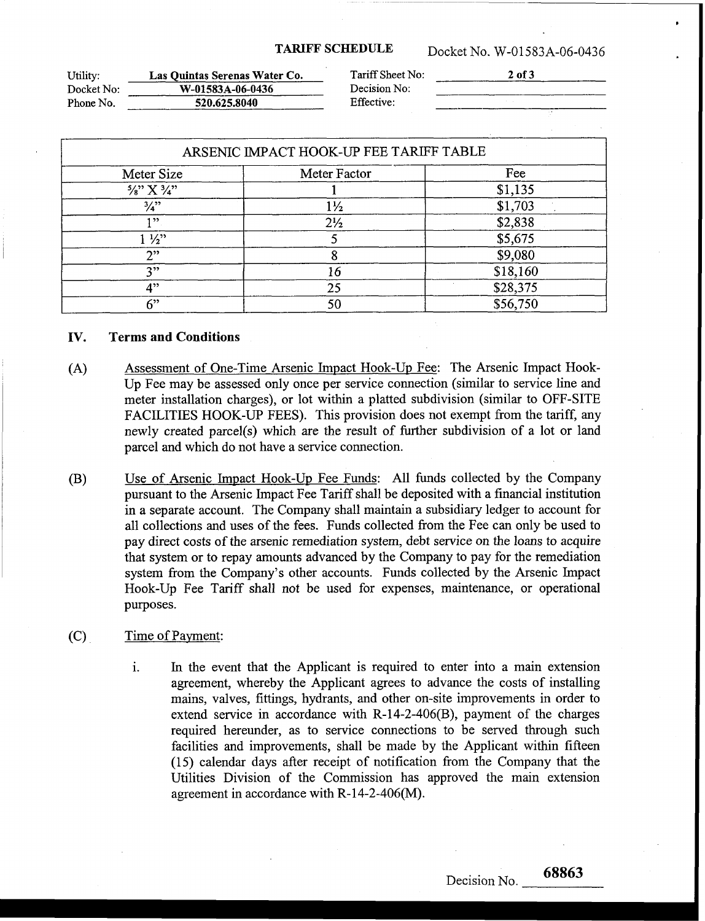**TARIFF SCHEDULE** Docket No. W-01583A-06-0436

| Utility: | **Las Quintas Serenas Water Co.** | Tariff Sheet No: | **2 of 3** |
|---|---|---|---|
| Docket No: | **W-01583A-06-0436** | Decision No: | |
| Phone No. | **520.625.8040** | Effective: | |

| ARSENIC IMPACT HOOK-UP FEE TARIFF TABLE | | |
|---|---|---|
| Meter Size | Meter Factor | Fee |
| ⅝" X ¾" | 1 | $1,135 |
| ¾" | 1½ | $1,703 |
| 1" | 2½ | $2,838 |
| 1 ½" | 5 | $5,675 |
| 2" | 8 | $9,080 |
| 3" | 16 | $18,160 |
| 4" | 25 | $28,375 |
| 6" | 50 | $56,750 |

## IV. Terms and Conditions

(A) Assessment of One-Time Arsenic Impact Hook-Up Fee: The Arsenic Impact Hook-Up Fee may be assessed only once per service connection (similar to service line and meter installation charges), or lot within a platted subdivision (similar to OFF-SITE FACILITIES HOOK-UP FEES). This provision does not exempt from the tariff, any newly created parcel(s) which are the result of further subdivision of a lot or land parcel and which do not have a service connection.

(B) Use of Arsenic Impact Hook-Up Fee Funds: All funds collected by the Company pursuant to the Arsenic Impact Fee Tariff shall be deposited with a financial institution in a separate account. The Company shall maintain a subsidiary ledger to account for all collections and uses of the fees. Funds collected from the Fee can only be used to pay direct costs of the arsenic remediation system, debt service on the loans to acquire that system or to repay amounts advanced by the Company to pay for the remediation system from the Company's other accounts. Funds collected by the Arsenic Impact Hook-Up Fee Tariff shall not be used for expenses, maintenance, or operational purposes.

(C) Time of Payment:

i. In the event that the Applicant is required to enter into a main extension agreement, whereby the Applicant agrees to advance the costs of installing mains, valves, fittings, hydrants, and other on-site improvements in order to extend service in accordance with R-14-2-406(B), payment of the charges required hereunder, as to service connections to be served through such facilities and improvements, shall be made by the Applicant within fifteen (15) calendar days after receipt of notification from the Company that the Utilities Division of the Commission has approved the main extension agreement in accordance with R-14-2-406(M).

Decision No. 68863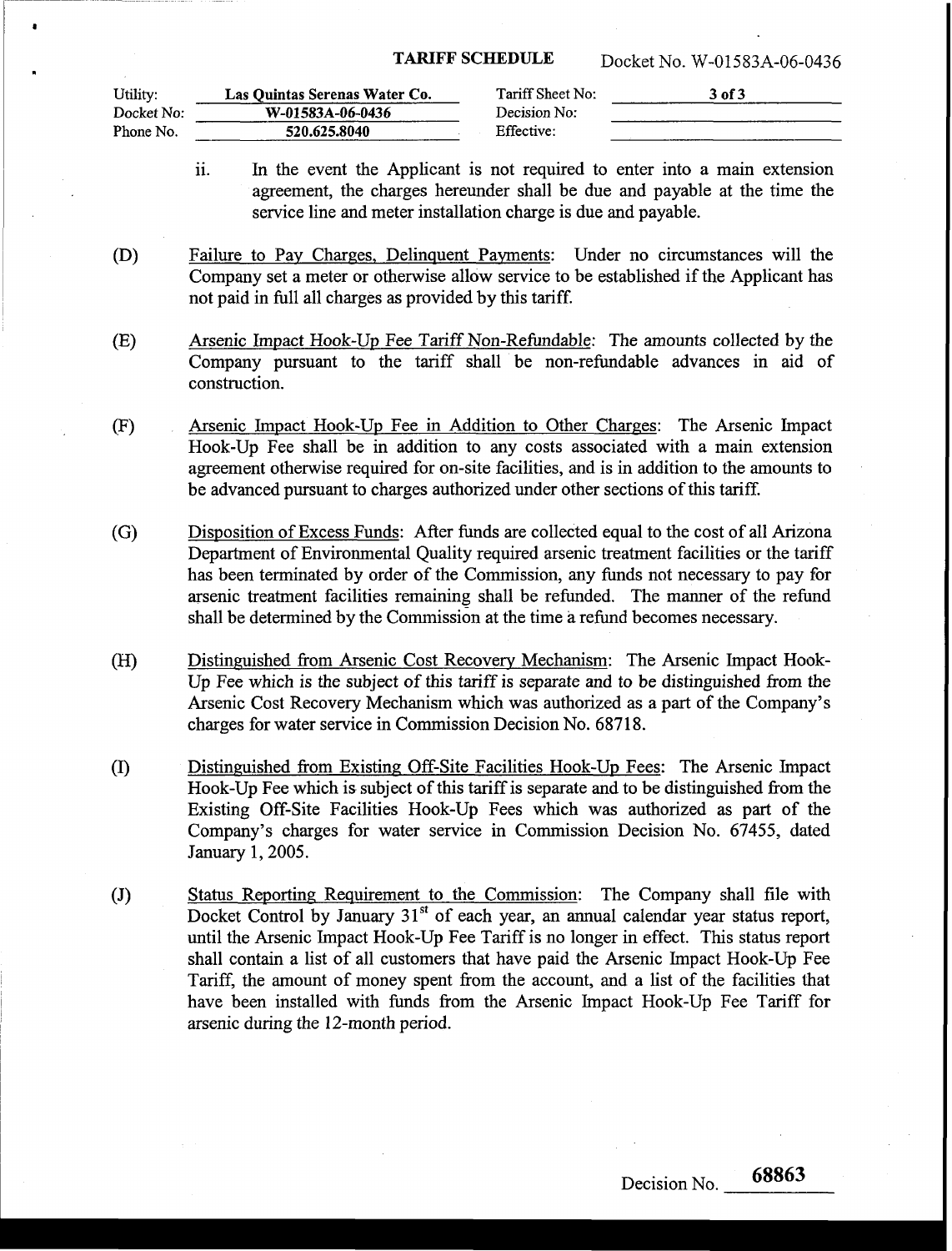**TARIFF SCHEDULE** Docket No. W-01583A-06-0436

| | | | |
|---|---|---|---|
| Utility: | **Las Quintas Serenas Water Co.** | Tariff Sheet No: | **3 of 3** |
| Docket No: | **W-01583A-06-0436** | Decision No: | |
| Phone No. | **520.625.8040** | Effective: | |

ii. In the event the Applicant is not required to enter into a main extension agreement, the charges hereunder shall be due and payable at the time the service line and meter installation charge is due and payable.

(D) Failure to Pay Charges, Delinquent Payments: Under no circumstances will the Company set a meter or otherwise allow service to be established if the Applicant has not paid in full all charges as provided by this tariff.

(E) Arsenic Impact Hook-Up Fee Tariff Non-Refundable: The amounts collected by the Company pursuant to the tariff shall be non-refundable advances in aid of construction.

(F) Arsenic Impact Hook-Up Fee in Addition to Other Charges: The Arsenic Impact Hook-Up Fee shall be in addition to any costs associated with a main extension agreement otherwise required for on-site facilities, and is in addition to the amounts to be advanced pursuant to charges authorized under other sections of this tariff.

(G) Disposition of Excess Funds: After funds are collected equal to the cost of all Arizona Department of Environmental Quality required arsenic treatment facilities or the tariff has been terminated by order of the Commission, any funds not necessary to pay for arsenic treatment facilities remaining shall be refunded. The manner of the refund shall be determined by the Commission at the time a refund becomes necessary.

(H) Distinguished from Arsenic Cost Recovery Mechanism: The Arsenic Impact Hook-Up Fee which is the subject of this tariff is separate and to be distinguished from the Arsenic Cost Recovery Mechanism which was authorized as a part of the Company's charges for water service in Commission Decision No. 68718.

(I) Distinguished from Existing Off-Site Facilities Hook-Up Fees: The Arsenic Impact Hook-Up Fee which is subject of this tariff is separate and to be distinguished from the Existing Off-Site Facilities Hook-Up Fees which was authorized as part of the Company's charges for water service in Commission Decision No. 67455, dated January 1, 2005.

(J) Status Reporting Requirement to the Commission: The Company shall file with Docket Control by January 31st of each year, an annual calendar year status report, until the Arsenic Impact Hook-Up Fee Tariff is no longer in effect. This status report shall contain a list of all customers that have paid the Arsenic Impact Hook-Up Fee Tariff, the amount of money spent from the account, and a list of the facilities that have been installed with funds from the Arsenic Impact Hook-Up Fee Tariff for arsenic during the 12-month period.

Decision No. 68863